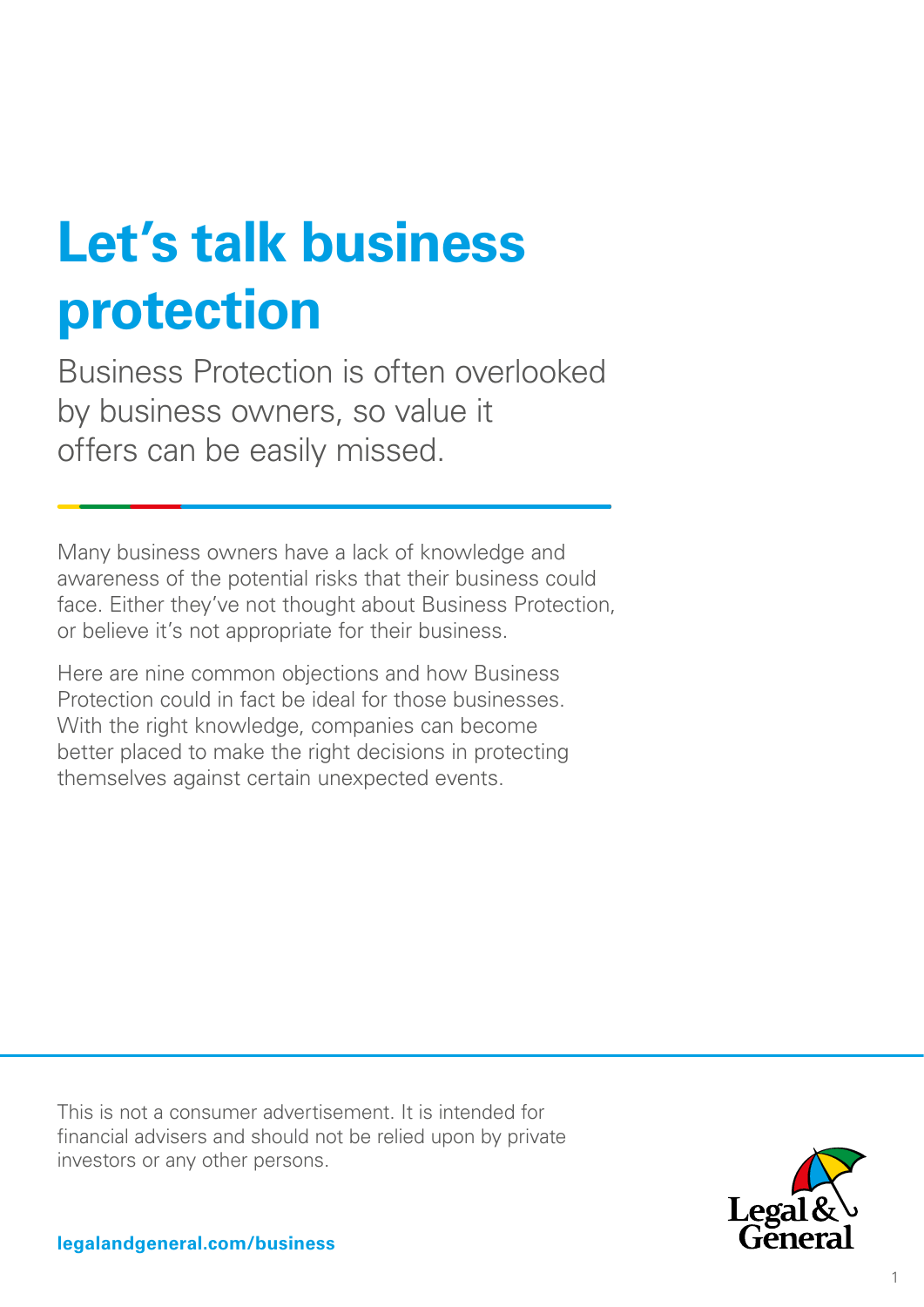# Let's talk business protection

Business Protection is often overlooked by business owners, so value it offers can be easily missed.

Many business owners have a lack of knowledge and awareness of the potential risks that their business could face. Either they've not thought about Business Protection, or believe it's not appropriate for their business.

Here are nine common objections and how Business Protection could in fact be ideal for those businesses. With the right knowledge, companies can become better placed to make the right decisions in protecting themselves against certain unexpected events.

This is not a consumer advertisement. It is intended for financial advisers and should not be relied upon by private investors or any other persons.

**legalandgeneral.com/business**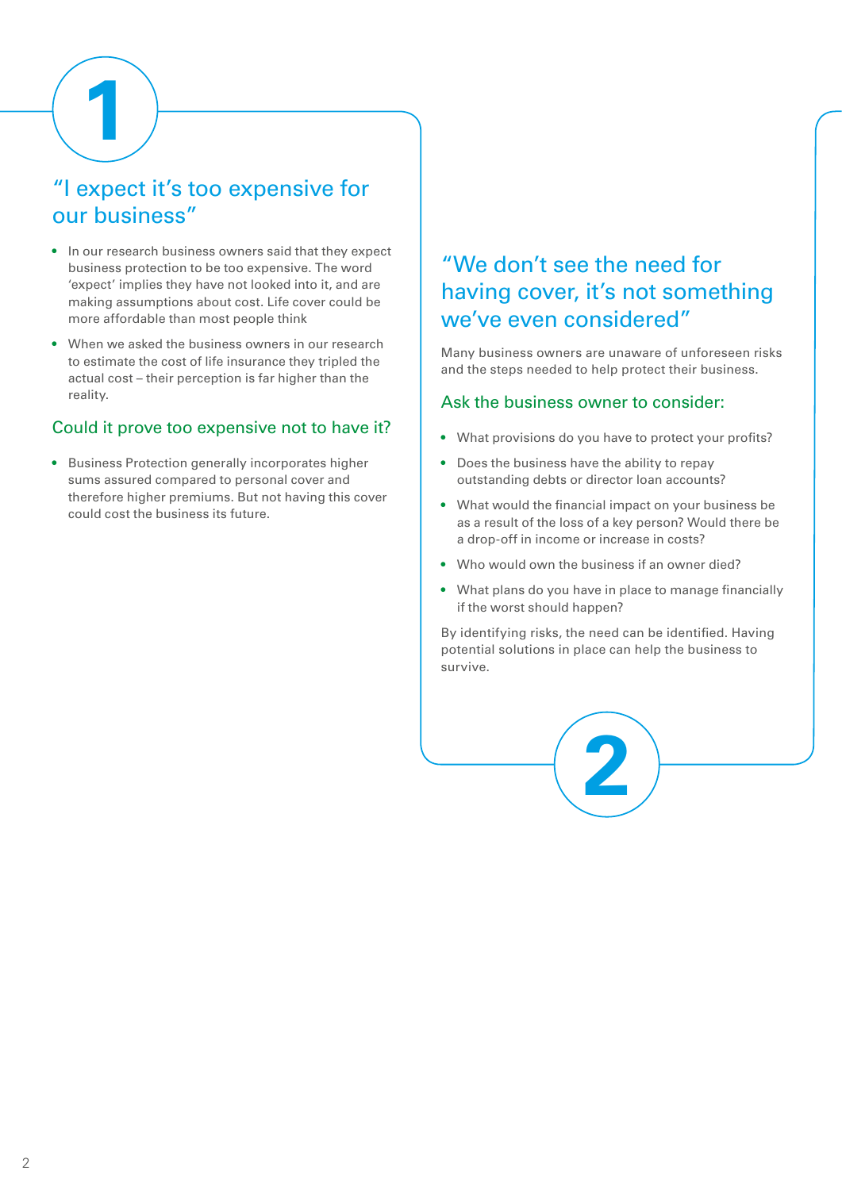# 1

## "I expect it's too expensive for our business"

- In our research business owners said that they expect business protection to be too expensive. The word 'expect' implies they have not looked into it, and are making assumptions about cost. Life cover could be more affordable than most people think
- When we asked the business owners in our research to estimate the cost of life insurance they tripled the actual cost – their perception is far higher than the reality.

### Could it prove too expensive not to have it?

- Business Protection generally incorporates higher sums assured compared to personal cover and therefore higher premiums. But not having this cover could cost the business its future.

## "We don't see the need for having cover, it's not something we've even considered"

Many business owners are unaware of unforeseen risks and the steps needed to help protect their business.

### Ask the business owner to consider:

- What provisions do you have to protect your profits?
- Does the business have the ability to repay outstanding debts or director loan accounts?
- What would the financial impact on your business be as a result of the loss of a key person? Would there be a drop-off in income or increase in costs?
- Who would own the business if an owner died?
- What plans do you have in place to manage financially if the worst should happen?

By identifying risks, the need can be identified. Having potential solutions in place can help the business to survive.

# 2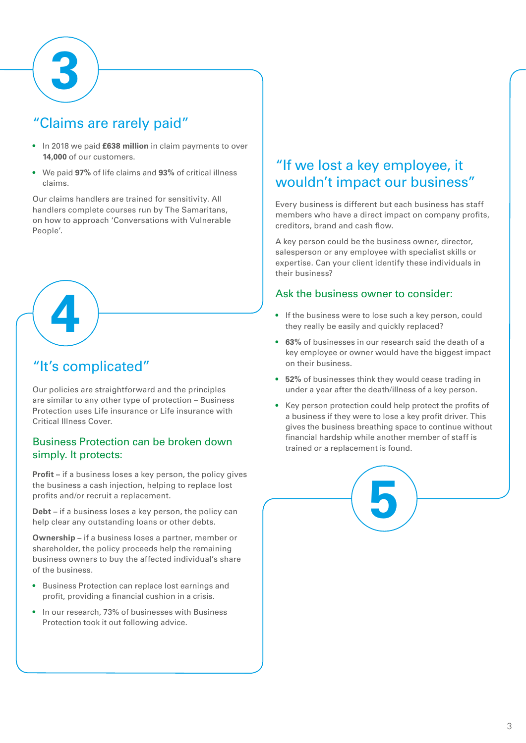# 3

## "Claims are rarely paid"

- In 2018 we paid **£638 million** in claim payments to over **14,000** of our customers.
- We paid **97%** of life claims and **93%** of critical illness claims.

Our claims handlers are trained for sensitivity. All handlers complete courses run by The Samaritans, on how to approach 'Conversations with Vulnerable People'.

# 4

## "It's complicated"

Our policies are straightforward and the principles are similar to any other type of protection – Business Protection uses Life insurance or Life insurance with Critical Illness Cover.

### Business Protection can be broken down simply. It protects:

**Profit –** if a business loses a key person, the policy gives the business a cash injection, helping to replace lost profits and/or recruit a replacement.

**Debt –** if a business loses a key person, the policy can help clear any outstanding loans or other debts.

**Ownership –** if a business loses a partner, member or shareholder, the policy proceeds help the remaining business owners to buy the affected individual's share of the business.

- Business Protection can replace lost earnings and profit, providing a financial cushion in a crisis.
- In our research, 73% of businesses with Business Protection took it out following advice.

## "If we lost a key employee, it wouldn't impact our business"

Every business is different but each business has staff members who have a direct impact on company profits, creditors, brand and cash flow.

A key person could be the business owner, director, salesperson or any employee with specialist skills or expertise. Can your client identify these individuals in their business?

### Ask the business owner to consider:

- If the business were to lose such a key person, could they really be easily and quickly replaced?
- **63%** of businesses in our research said the death of a key employee or owner would have the biggest impact on their business.
- **52%** of businesses think they would cease trading in under a year after the death/illness of a key person.
- Key person protection could help protect the profits of a business if they were to lose a key profit driver. This gives the business breathing space to continue without financial hardship while another member of staff is trained or a replacement is found.

# 5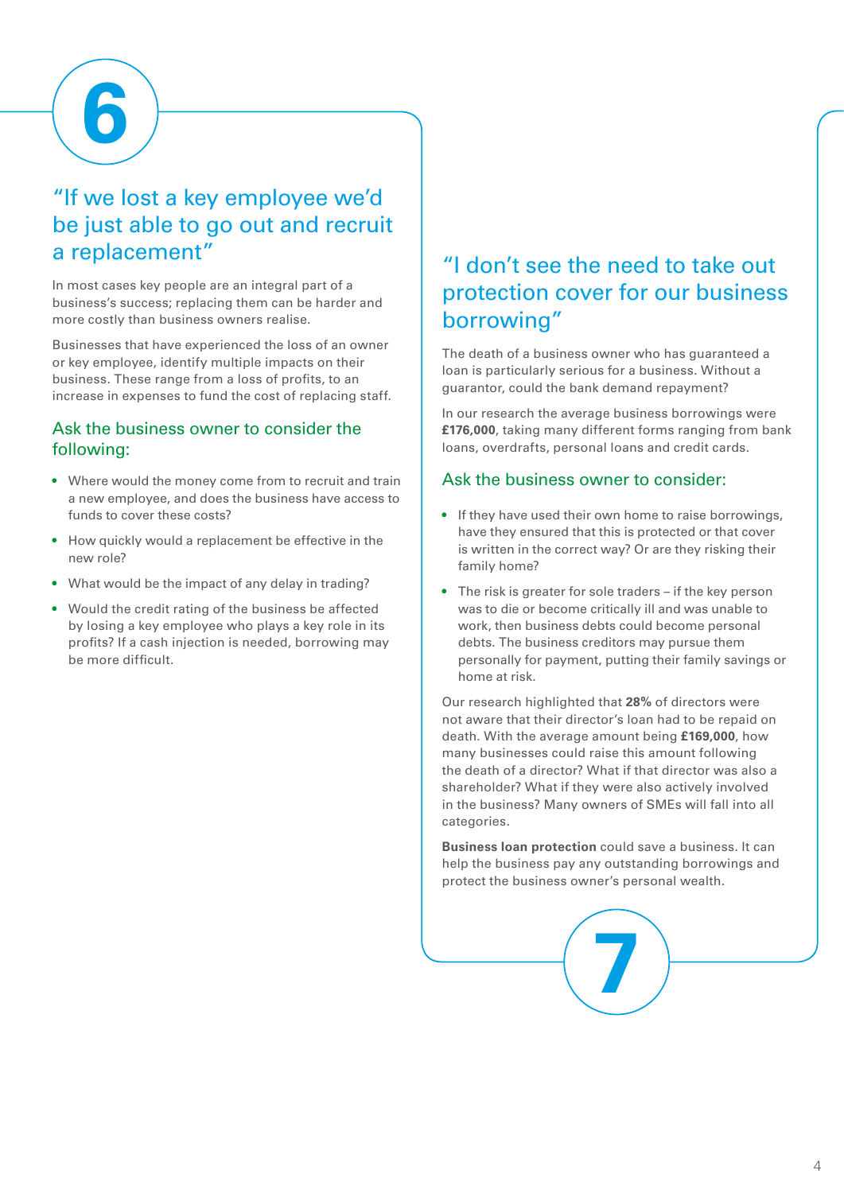# 6

## “If we lost a key employee we’d be just able to go out and recruit a replacement”

In most cases key people are an integral part of a business’s success; replacing them can be harder and more costly than business owners realise.

Businesses that have experienced the loss of an owner or key employee, identify multiple impacts on their business. These range from a loss of profits, to an increase in expenses to fund the cost of replacing staff.

### Ask the business owner to consider the following:

- Where would the money come from to recruit and train a new employee, and does the business have access to funds to cover these costs?
- How quickly would a replacement be effective in the new role?
- What would be the impact of any delay in trading?
- Would the credit rating of the business be affected by losing a key employee who plays a key role in its profits? If a cash injection is needed, borrowing may be more difficult.

# 7

## “I don’t see the need to take out protection cover for our business borrowing”

The death of a business owner who has guaranteed a loan is particularly serious for a business. Without a guarantor, could the bank demand repayment?

In our research the average business borrowings were **£176,000**, taking many different forms ranging from bank loans, overdrafts, personal loans and credit cards.

### Ask the business owner to consider:

- If they have used their own home to raise borrowings, have they ensured that this is protected or that cover is written in the correct way? Or are they risking their family home?
- The risk is greater for sole traders – if the key person was to die or become critically ill and was unable to work, then business debts could become personal debts. The business creditors may pursue them personally for payment, putting their family savings or home at risk.

Our research highlighted that **28%** of directors were not aware that their director’s loan had to be repaid on death. With the average amount being **£169,000**, how many businesses could raise this amount following the death of a director? What if that director was also a shareholder? What if they were also actively involved in the business? Many owners of SMEs will fall into all categories.

**Business loan protection** could save a business. It can help the business pay any outstanding borrowings and protect the business owner’s personal wealth.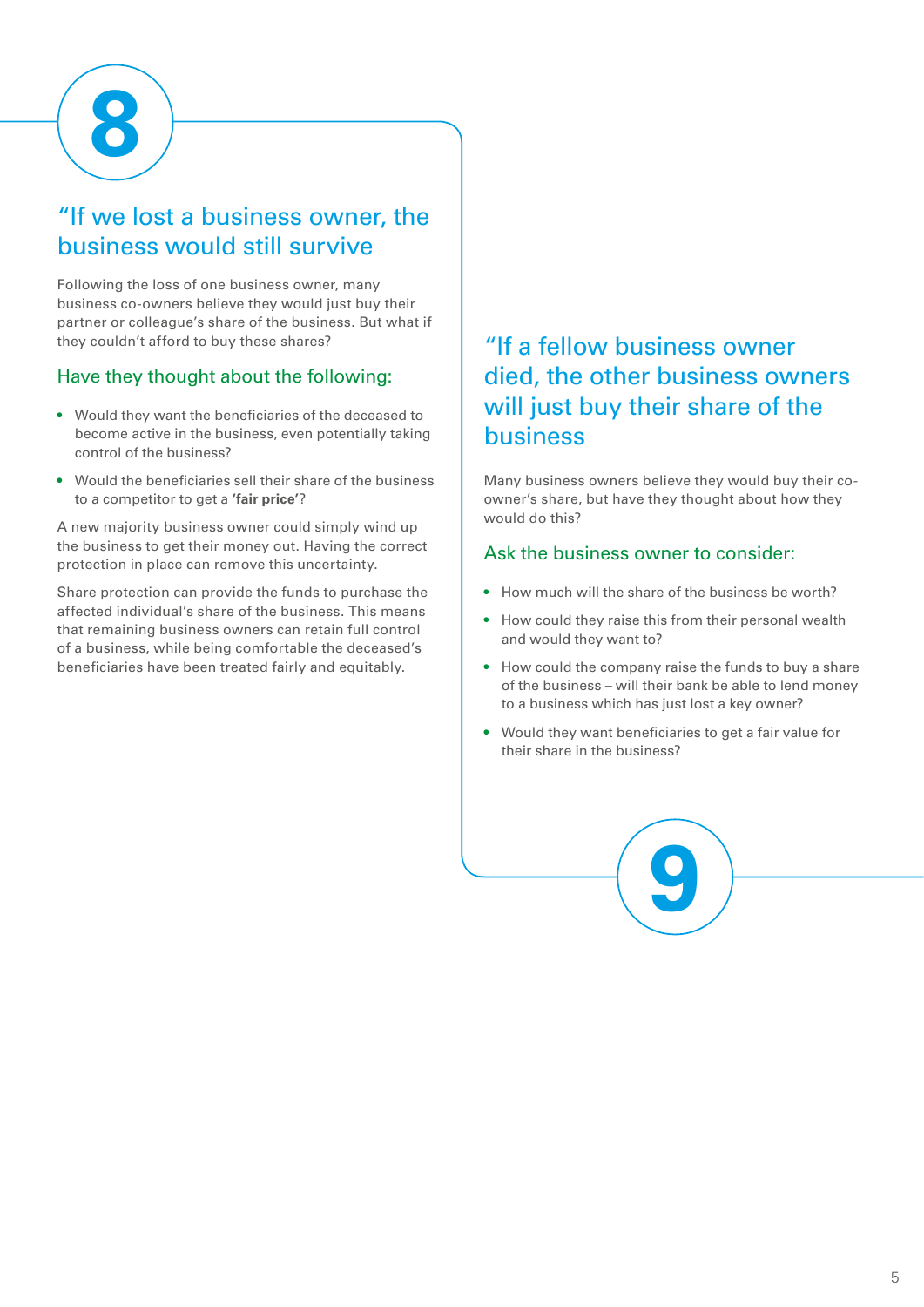# 8

## "If we lost a business owner, the business would still survive

Following the loss of one business owner, many business co-owners believe they would just buy their partner or colleague's share of the business. But what if they couldn't afford to buy these shares?

### Have they thought about the following:

- Would they want the beneficiaries of the deceased to become active in the business, even potentially taking control of the business?
- Would the beneficiaries sell their share of the business to a competitor to get a **'fair price'**?

A new majority business owner could simply wind up the business to get their money out. Having the correct protection in place can remove this uncertainty.

Share protection can provide the funds to purchase the affected individual's share of the business. This means that remaining business owners can retain full control of a business, while being comfortable the deceased's beneficiaries have been treated fairly and equitably.

# 9

## "If a fellow business owner died, the other business owners will just buy their share of the business

Many business owners believe they would buy their co-owner's share, but have they thought about how they would do this?

### Ask the business owner to consider:

- How much will the share of the business be worth?
- How could they raise this from their personal wealth and would they want to?
- How could the company raise the funds to buy a share of the business – will their bank be able to lend money to a business which has just lost a key owner?
- Would they want beneficiaries to get a fair value for their share in the business?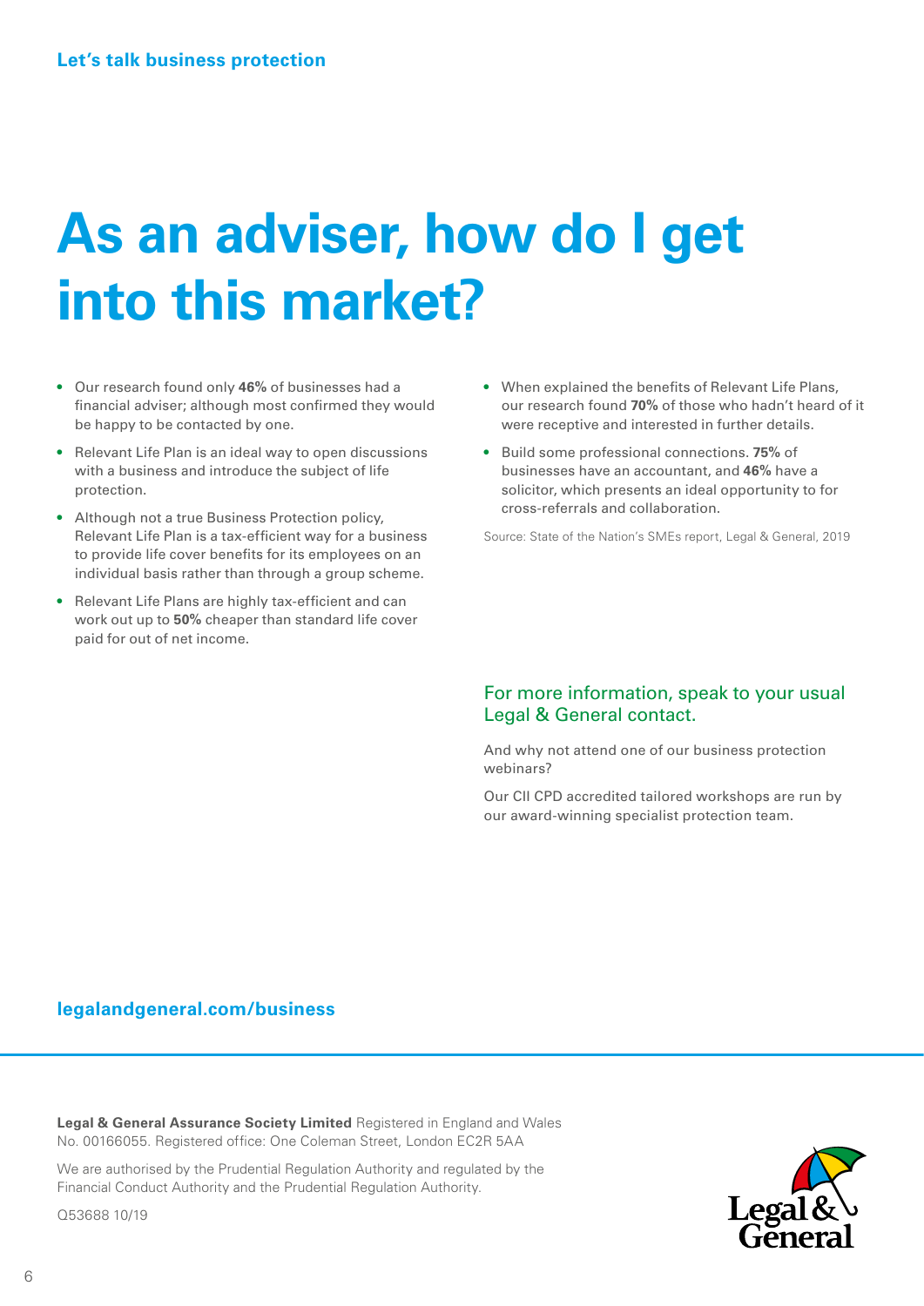# As an adviser, how do I get into this market?

- Our research found only **46%** of businesses had a financial adviser; although most confirmed they would be happy to be contacted by one.
- Relevant Life Plan is an ideal way to open discussions with a business and introduce the subject of life protection.
- Although not a true Business Protection policy, Relevant Life Plan is a tax-efficient way for a business to provide life cover benefits for its employees on an individual basis rather than through a group scheme.
- Relevant Life Plans are highly tax-efficient and can work out up to **50%** cheaper than standard life cover paid for out of net income.
- When explained the benefits of Relevant Life Plans, our research found **70%** of those who hadn't heard of it were receptive and interested in further details.
- Build some professional connections. **75%** of businesses have an accountant, and **46%** have a solicitor, which presents an ideal opportunity to for cross-referrals and collaboration.

Source: State of the Nation's SMEs report, Legal & General, 2019

## For more information, speak to your usual Legal & General contact.

And why not attend one of our business protection webinars?

Our CII CPD accredited tailored workshops are run by our award-winning specialist protection team.

**legalandgeneral.com/business**

**Legal & General Assurance Society Limited** Registered in England and Wales No. 00166055. Registered office: One Coleman Street, London EC2R 5AA

We are authorised by the Prudential Regulation Authority and regulated by the Financial Conduct Authority and the Prudential Regulation Authority.

Q53688 10/19

Legal & General